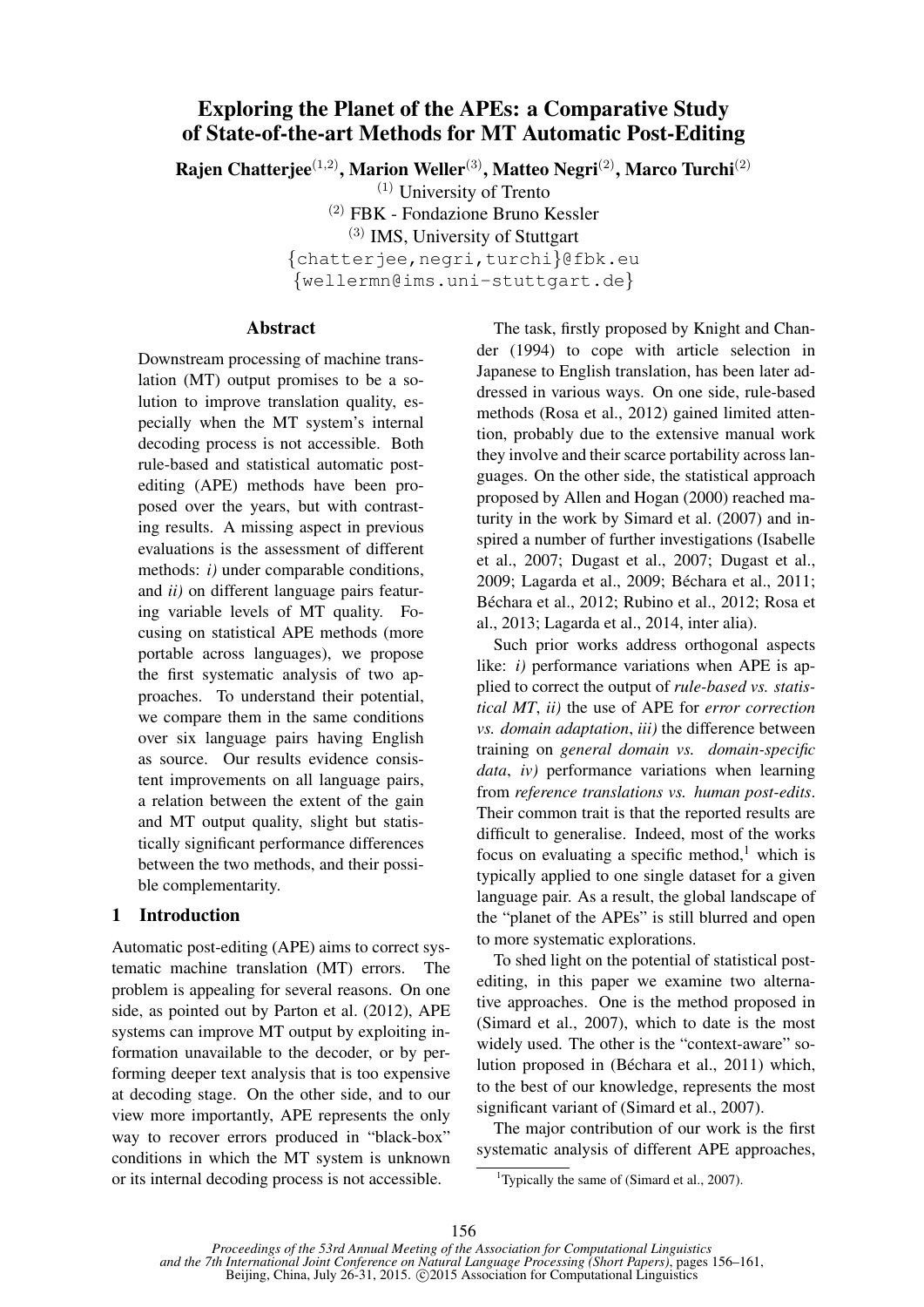# Exploring the Planet of the APEs: a Comparative Study of State-of-the-art Methods for MT Automatic Post-Editing

**Rajen Chatterjee**[1,2], **Marion Weller**[3], **Matteo Negri**[2], **Marco Turchi**[2]

[1] University of Trento
[2] FBK - Fondazione Bruno Kessler
[3] IMS, University of Stuttgart

{chatterjee,negri,turchi}@fbk.eu
{wellermn@ims.uni-stuttgart.de}

## Abstract

Downstream processing of machine translation (MT) output promises to be a solution to improve translation quality, especially when the MT system's internal decoding process is not accessible. Both rule-based and statistical automatic post-editing (APE) methods have been proposed over the years, but with contrasting results. A missing aspect in previous evaluations is the assessment of different methods: *i)* under comparable conditions, and *ii)* on different language pairs featuring variable levels of MT quality. Focusing on statistical APE methods (more portable across languages), we propose the first systematic analysis of two approaches. To understand their potential, we compare them in the same conditions over six language pairs having English as source. Our results evidence consistent improvements on all language pairs, a relation between the extent of the gain and MT output quality, slight but statistically significant performance differences between the two methods, and their possible complementarity.

## 1 Introduction

Automatic post-editing (APE) aims to correct systematic machine translation (MT) errors. The problem is appealing for several reasons. On one side, as pointed out by Parton et al. (2012), APE systems can improve MT output by exploiting information unavailable to the decoder, or by performing deeper text analysis that is too expensive at decoding stage. On the other side, and to our view more importantly, APE represents the only way to recover errors produced in "black-box" conditions in which the MT system is unknown or its internal decoding process is not accessible.

The task, firstly proposed by Knight and Chander (1994) to cope with article selection in Japanese to English translation, has been later addressed in various ways. On one side, rule-based methods (Rosa et al., 2012) gained limited attention, probably due to the extensive manual work they involve and their scarce portability across languages. On the other side, the statistical approach proposed by Allen and Hogan (2000) reached maturity in the work by Simard et al. (2007) and inspired a number of further investigations (Isabelle et al., 2007; Dugast et al., 2007; Dugast et al., 2009; Lagarda et al., 2009; Béchara et al., 2011; Béchara et al., 2012; Rubino et al., 2012; Rosa et al., 2013; Lagarda et al., 2014, inter alia).

Such prior works address orthogonal aspects like: *i)* performance variations when APE is applied to correct the output of *rule-based vs. statistical MT*, *ii)* the use of APE for *error correction vs. domain adaptation*, *iii)* the difference between training on *general domain vs. domain-specific data*, *iv)* performance variations when learning from *reference translations vs. human post-edits*. Their common trait is that the reported results are difficult to generalise. Indeed, most of the works focus on evaluating a specific method,[1] which is typically applied to one single dataset for a given language pair. As a result, the global landscape of the "planet of the APEs" is still blurred and open to more systematic explorations.

To shed light on the potential of statistical post-editing, in this paper we examine two alternative approaches. One is the method proposed in (Simard et al., 2007), which to date is the most widely used. The other is the "context-aware" solution proposed in (Béchara et al., 2011) which, to the best of our knowledge, represents the most significant variant of (Simard et al., 2007).

The major contribution of our work is the first systematic analysis of different APE approaches,

[1] Typically the same of (Simard et al., 2007).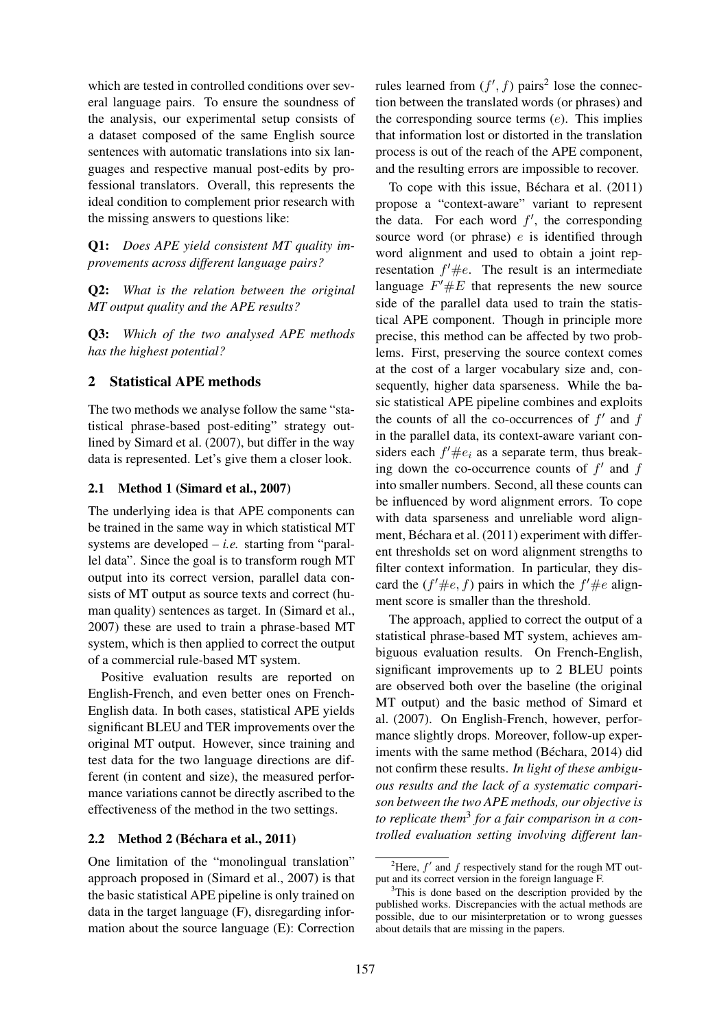which are tested in controlled conditions over several language pairs. To ensure the soundness of the analysis, our experimental setup consists of a dataset composed of the same English source sentences with automatic translations into six languages and respective manual post-edits by professional translators. Overall, this represents the ideal condition to complement prior research with the missing answers to questions like:

**Q1:** *Does APE yield consistent MT quality improvements across different language pairs?*

**Q2:** *What is the relation between the original MT output quality and the APE results?*

**Q3:** *Which of the two analysed APE methods has the highest potential?*

## 2 Statistical APE methods

The two methods we analyse follow the same "statistical phrase-based post-editing" strategy outlined by Simard et al. (2007), but differ in the way data is represented. Let's give them a closer look.

### 2.1 Method 1 (Simard et al., 2007)

The underlying idea is that APE components can be trained in the same way in which statistical MT systems are developed – *i.e.* starting from "parallel data". Since the goal is to transform rough MT output into its correct version, parallel data consists of MT output as source texts and correct (human quality) sentences as target. In (Simard et al., 2007) these are used to train a phrase-based MT system, which is then applied to correct the output of a commercial rule-based MT system.

Positive evaluation results are reported on English-French, and even better ones on French-English data. In both cases, statistical APE yields significant BLEU and TER improvements over the original MT output. However, since training and test data for the two language directions are different (in content and size), the measured performance variations cannot be directly ascribed to the effectiveness of the method in the two settings.

### 2.2 Method 2 (Béchara et al., 2011)

One limitation of the "monolingual translation" approach proposed in (Simard et al., 2007) is that the basic statistical APE pipeline is only trained on data in the target language (F), disregarding information about the source language (E): Correction rules learned from $(f', f)$ pairs[2] lose the connection between the translated words (or phrases) and the corresponding source terms ($e$). This implies that information lost or distorted in the translation process is out of the reach of the APE component, and the resulting errors are impossible to recover.

To cope with this issue, Béchara et al. (2011) propose a "context-aware" variant to represent the data. For each word $f'$, the corresponding source word (or phrase) $e$ is identified through word alignment and used to obtain a joint representation $f'\#e$. The result is an intermediate language $F'\#E$ that represents the new source side of the parallel data used to train the statistical APE component. Though in principle more precise, this method can be affected by two problems. First, preserving the source context comes at the cost of a larger vocabulary size and, consequently, higher data sparseness. While the basic statistical APE pipeline combines and exploits the counts of all the co-occurrences of $f'$ and $f$ in the parallel data, its context-aware variant considers each $f'\#e_i$ as a separate term, thus breaking down the co-occurrence counts of $f'$ and $f$ into smaller numbers. Second, all these counts can be influenced by word alignment errors. To cope with data sparseness and unreliable word alignment, Béchara et al. (2011) experiment with different thresholds set on word alignment strengths to filter context information. In particular, they discard the $(f'\#e, f)$ pairs in which the $f'\#e$ alignment score is smaller than the threshold.

The approach, applied to correct the output of a statistical phrase-based MT system, achieves ambiguous evaluation results. On French-English, significant improvements up to 2 BLEU points are observed both over the baseline (the original MT output) and the basic method of Simard et al. (2007). On English-French, however, performance slightly drops. Moreover, follow-up experiments with the same method (Béchara, 2014) did not confirm these results. *In light of these ambiguous results and the lack of a systematic comparison between the two APE methods, our objective is to replicate them*[3] *for a fair comparison in a controlled evaluation setting involving different lan-*

[2] Here, $f'$ and $f$ respectively stand for the rough MT output and its correct version in the foreign language F.

[3] This is done based on the description provided by the published works. Discrepancies with the actual methods are possible, due to our misinterpretation or to wrong guesses about details that are missing in the papers.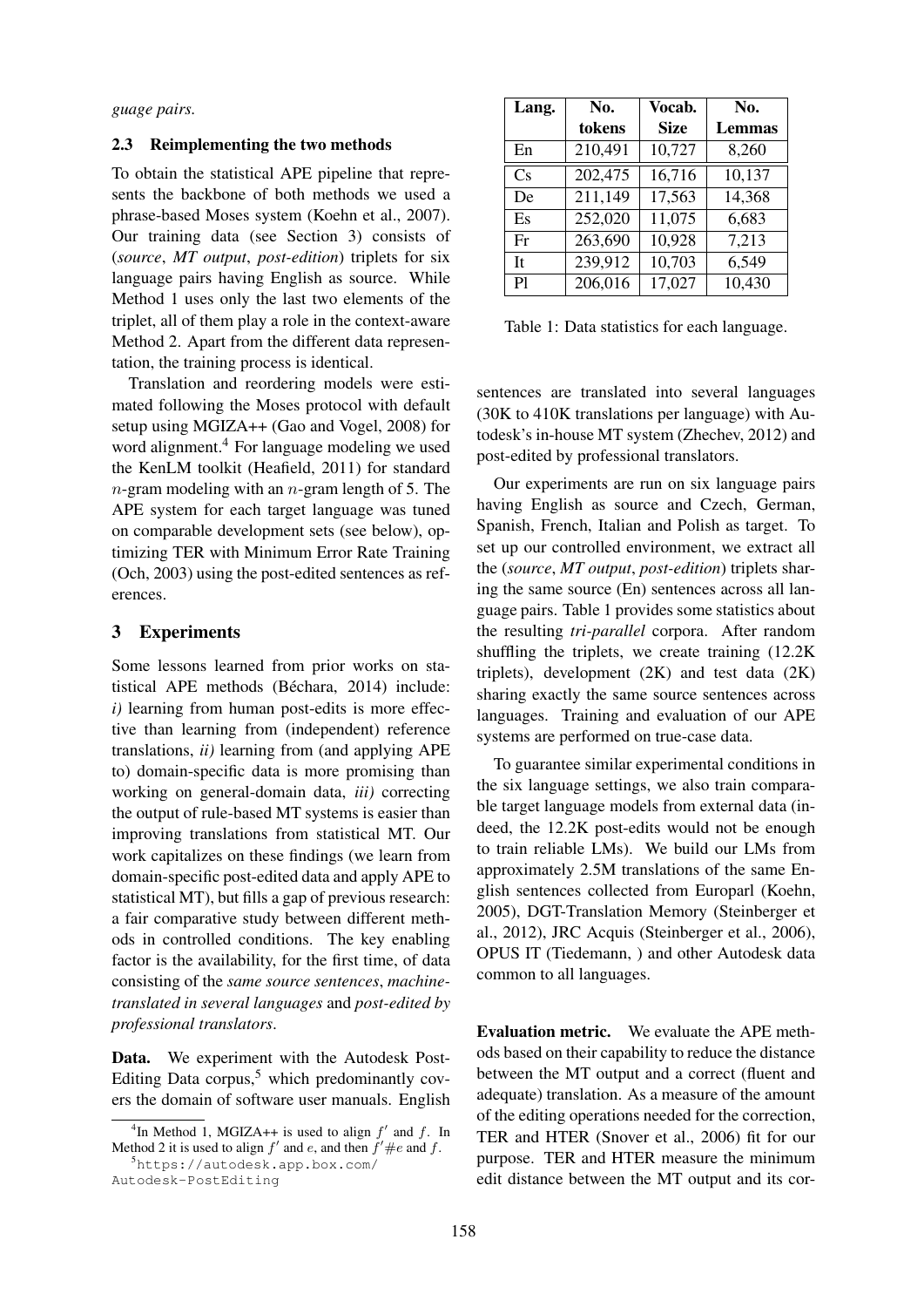guage pairs.

### 2.3 Reimplementing the two methods

To obtain the statistical APE pipeline that represents the backbone of both methods we used a phrase-based Moses system (Koehn et al., 2007). Our training data (see Section 3) consists of (*source*, *MT output*, *post-edition*) triplets for six language pairs having English as source. While Method 1 uses only the last two elements of the triplet, all of them play a role in the context-aware Method 2. Apart from the different data representation, the training process is identical.

Translation and reordering models were estimated following the Moses protocol with default setup using MGIZA++ (Gao and Vogel, 2008) for word alignment.[4] For language modeling we used the KenLM toolkit (Heafield, 2011) for standard $n$-gram modeling with an $n$-gram length of 5. The APE system for each target language was tuned on comparable development sets (see below), optimizing TER with Minimum Error Rate Training (Och, 2003) using the post-edited sentences as references.

## 3 Experiments

Some lessons learned from prior works on statistical APE methods (Béchara, 2014) include: *i)* learning from human post-edits is more effective than learning from (independent) reference translations, *ii)* learning from (and applying APE to) domain-specific data is more promising than working on general-domain data, *iii)* correcting the output of rule-based MT systems is easier than improving translations from statistical MT. Our work capitalizes on these findings (we learn from domain-specific post-edited data and apply APE to statistical MT), but fills a gap of previous research: a fair comparative study between different methods in controlled conditions. The key enabling factor is the availability, for the first time, of data consisting of the *same source sentences*, *machine-translated in several languages* and *post-edited by professional translators*.

**Data.** We experiment with the Autodesk Post-Editing Data corpus,[5] which predominantly covers the domain of software user manuals. English sentences are translated into several languages (30K to 410K translations per language) with Autodesk's in-house MT system (Zhechev, 2012) and post-edited by professional translators.

| Lang. | No. tokens | Vocab. Size | No. Lemmas |
|---|---|---|---|
| En | 210,491 | 10,727 | 8,260 |
| Cs | 202,475 | 16,716 | 10,137 |
| De | 211,149 | 17,563 | 14,368 |
| Es | 252,020 | 11,075 | 6,683 |
| Fr | 263,690 | 10,928 | 7,213 |
| It | 239,912 | 10,703 | 6,549 |
| Pl | 206,016 | 17,027 | 10,430 |

Table 1: Data statistics for each language.

Our experiments are run on six language pairs having English as source and Czech, German, Spanish, French, Italian and Polish as target. To set up our controlled environment, we extract all the (*source*, *MT output*, *post-edition*) triplets sharing the same source (En) sentences across all language pairs. Table 1 provides some statistics about the resulting *tri-parallel* corpora. After random shuffling the triplets, we create training (12.2K triplets), development (2K) and test data (2K) sharing exactly the same source sentences across languages. Training and evaluation of our APE systems are performed on true-case data.

To guarantee similar experimental conditions in the six language settings, we also train comparable target language models from external data (indeed, the 12.2K post-edits would not be enough to train reliable LMs). We build our LMs from approximately 2.5M translations of the same English sentences collected from Europarl (Koehn, 2005), DGT-Translation Memory (Steinberger et al., 2012), JRC Acquis (Steinberger et al., 2006), OPUS IT (Tiedemann, ) and other Autodesk data common to all languages.

**Evaluation metric.** We evaluate the APE methods based on their capability to reduce the distance between the MT output and a correct (fluent and adequate) translation. As a measure of the amount of the editing operations needed for the correction, TER and HTER (Snover et al., 2006) fit for our purpose. TER and HTER measure the minimum edit distance between the MT output and its cor-

[4] In Method 1, MGIZA++ is used to align $f'$ and $f$. In Method 2 it is used to align $f'$ and $e$, and then $f'\#e$ and $f$.

[5] https://autodesk.app.box.com/Autodesk-PostEditing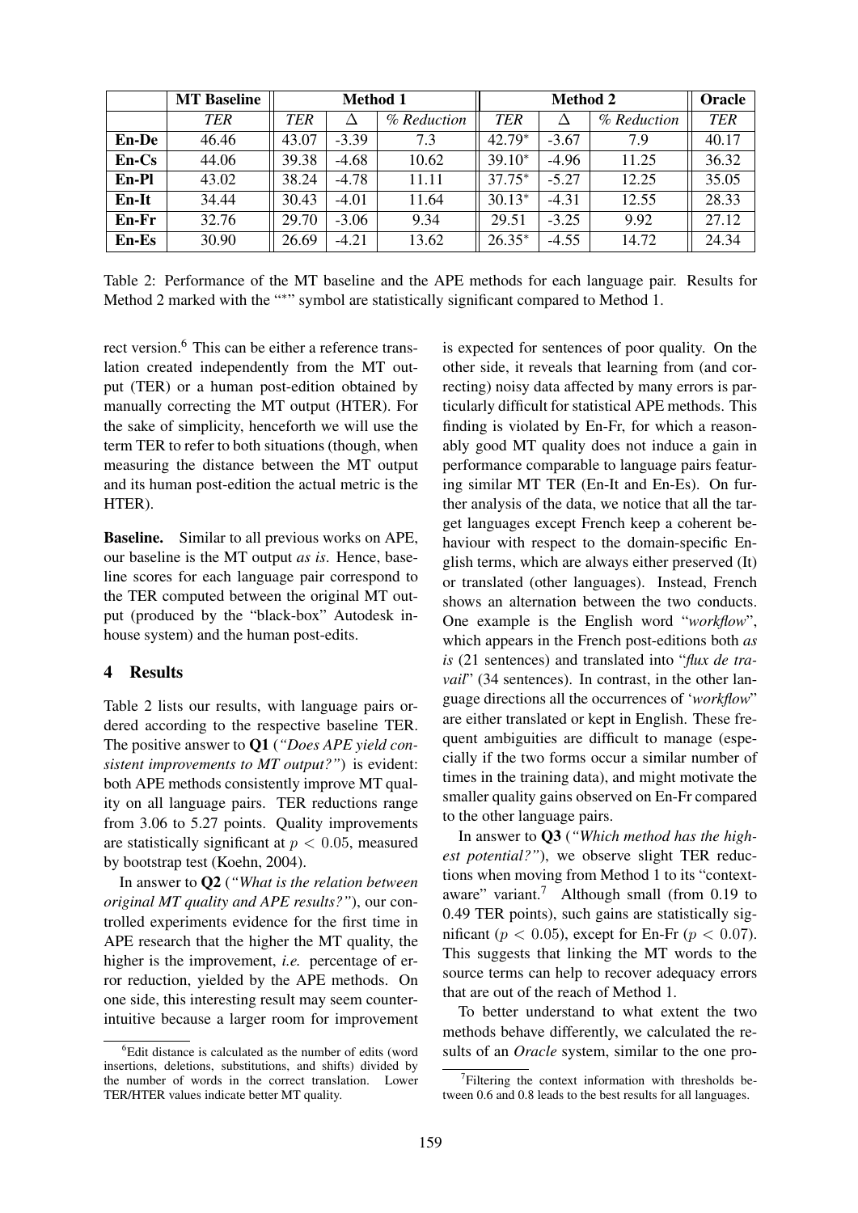|  | MT Baseline | Method 1 |  |  | Method 2 |  |  | Oracle |
|---|---|---|---|---|---|---|---|---|
|  | *TER* | *TER* | Δ | *% Reduction* | *TER* | Δ | *% Reduction* | *TER* |
| **En-De** | 46.46 | 43.07 | -3.39 | 7.3 | 42.79* | -3.67 | 7.9 | 40.17 |
| **En-Cs** | 44.06 | 39.38 | -4.68 | 10.62 | 39.10* | -4.96 | 11.25 | 36.32 |
| **En-Pl** | 43.02 | 38.24 | -4.78 | 11.11 | 37.75* | -5.27 | 12.25 | 35.05 |
| **En-It** | 34.44 | 30.43 | -4.01 | 11.64 | 30.13* | -4.31 | 12.55 | 28.33 |
| **En-Fr** | 32.76 | 29.70 | -3.06 | 9.34 | 29.51 | -3.25 | 9.92 | 27.12 |
| **En-Es** | 30.90 | 26.69 | -4.21 | 13.62 | 26.35* | -4.55 | 14.72 | 24.34 |

Table 2: Performance of the MT baseline and the APE methods for each language pair. Results for Method 2 marked with the "*" symbol are statistically significant compared to Method 1.

rect version.[6] This can be either a reference translation created independently from the MT output (TER) or a human post-edition obtained by manually correcting the MT output (HTER). For the sake of simplicity, henceforth we will use the term TER to refer to both situations (though, when measuring the distance between the MT output and its human post-edition the actual metric is the HTER).

**Baseline.** Similar to all previous works on APE, our baseline is the MT output *as is*. Hence, baseline scores for each language pair correspond to the TER computed between the original MT output (produced by the "black-box" Autodesk in-house system) and the human post-edits.

## 4 Results

Table 2 lists our results, with language pairs ordered according to the respective baseline TER. The positive answer to **Q1** (*"Does APE yield consistent improvements to MT output?"*) is evident: both APE methods consistently improve MT quality on all language pairs. TER reductions range from 3.06 to 5.27 points. Quality improvements are statistically significant at $p < 0.05$, measured by bootstrap test (Koehn, 2004).

In answer to **Q2** (*"What is the relation between original MT quality and APE results?"*), our controlled experiments evidence for the first time in APE research that the higher the MT quality, the higher is the improvement, *i.e.* percentage of error reduction, yielded by the APE methods. On one side, this interesting result may seem counterintuitive because a larger room for improvement is expected for sentences of poor quality. On the other side, it reveals that learning from (and correcting) noisy data affected by many errors is particularly difficult for statistical APE methods. This finding is violated by En-Fr, for which a reasonably good MT quality does not induce a gain in performance comparable to language pairs featuring similar MT TER (En-It and En-Es). On further analysis of the data, we notice that all the target languages except French keep a coherent behaviour with respect to the domain-specific English terms, which are always either preserved (It) or translated (other languages). Instead, French shows an alternation between the two conducts. One example is the English word "*workflow*", which appears in the French post-editions both *as is* (21 sentences) and translated into "*flux de travail*" (34 sentences). In contrast, in the other language directions all the occurrences of '*workflow*" are either translated or kept in English. These frequent ambiguities are difficult to manage (especially if the two forms occur a similar number of times in the training data), and might motivate the smaller quality gains observed on En-Fr compared to the other language pairs.

In answer to **Q3** (*"Which method has the highest potential?"*), we observe slight TER reductions when moving from Method 1 to its "context-aware" variant.[7] Although small (from 0.19 to 0.49 TER points), such gains are statistically significant ($p < 0.05$), except for En-Fr ($p < 0.07$). This suggests that linking the MT words to the source terms can help to recover adequacy errors that are out of the reach of Method 1.

To better understand to what extent the two methods behave differently, we calculated the results of an *Oracle* system, similar to the one pro-

[6] Edit distance is calculated as the number of edits (word insertions, deletions, substitutions, and shifts) divided by the number of words in the correct translation. Lower TER/HTER values indicate better MT quality.

[7] Filtering the context information with thresholds between 0.6 and 0.8 leads to the best results for all languages.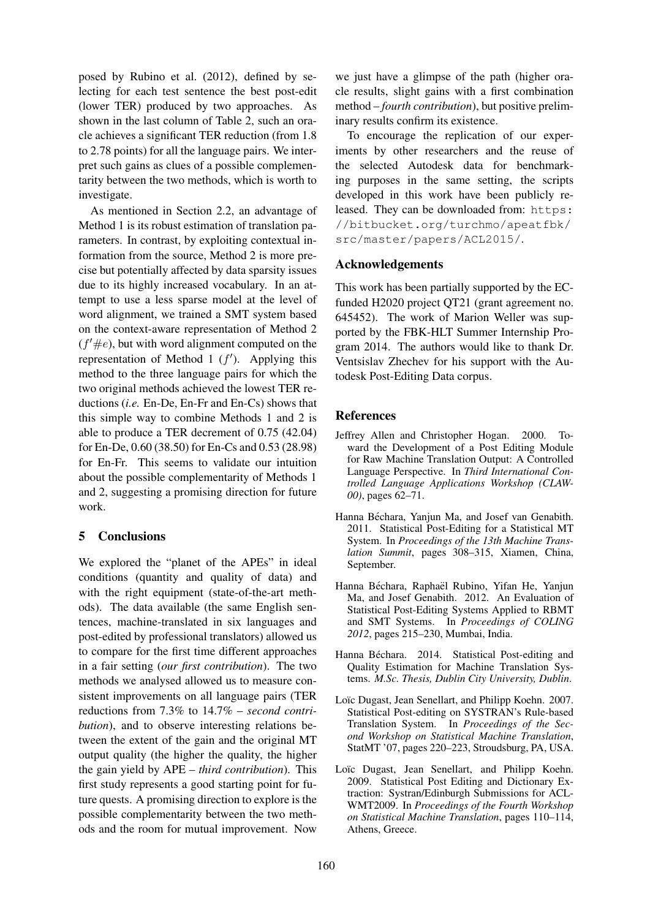posed by Rubino et al. (2012), defined by selecting for each test sentence the best post-edit (lower TER) produced by two approaches. As shown in the last column of Table 2, such an oracle achieves a significant TER reduction (from 1.8 to 2.78 points) for all the language pairs. We interpret such gains as clues of a possible complementarity between the two methods, which is worth to investigate.

As mentioned in Section 2.2, an advantage of Method 1 is its robust estimation of translation parameters. In contrast, by exploiting contextual information from the source, Method 2 is more precise but potentially affected by data sparsity issues due to its highly increased vocabulary. In an attempt to use a less sparse model at the level of word alignment, we trained a SMT system based on the context-aware representation of Method 2 ($f'\#e$), but with word alignment computed on the representation of Method 1 ($f'$). Applying this method to the three language pairs for which the two original methods achieved the lowest TER reductions (*i.e.* En-De, En-Fr and En-Cs) shows that this simple way to combine Methods 1 and 2 is able to produce a TER decrement of 0.75 (42.04) for En-De, 0.60 (38.50) for En-Cs and 0.53 (28.98) for En-Fr. This seems to validate our intuition about the possible complementarity of Methods 1 and 2, suggesting a promising direction for future work.

## 5 Conclusions

We explored the "planet of the APEs" in ideal conditions (quantity and quality of data) and with the right equipment (state-of-the-art methods). The data available (the same English sentences, machine-translated in six languages and post-edited by professional translators) allowed us to compare for the first time different approaches in a fair setting (*our first contribution*). The two methods we analysed allowed us to measure consistent improvements on all language pairs (TER reductions from 7.3% to 14.7% – *second contribution*), and to observe interesting relations between the extent of the gain and the original MT output quality (the higher the quality, the higher the gain yield by APE – *third contribution*). This first study represents a good starting point for future quests. A promising direction to explore is the possible complementarity between the two methods and the room for mutual improvement. Now we just have a glimpse of the path (higher oracle results, slight gains with a first combination method – *fourth contribution*), but positive preliminary results confirm its existence.

To encourage the replication of our experiments by other researchers and the reuse of the selected Autodesk data for benchmarking purposes in the same setting, the scripts developed in this work have been publicly released. They can be downloaded from: `https://bitbucket.org/turchmo/apeatfbk/src/master/papers/ACL2015/`.

## Acknowledgements

This work has been partially supported by the EC-funded H2020 project QT21 (grant agreement no. 645452). The work of Marion Weller was supported by the FBK-HLT Summer Internship Program 2014. The authors would like to thank Dr. Ventsislav Zhechev for his support with the Autodesk Post-Editing Data corpus.

## References

Jeffrey Allen and Christopher Hogan. 2000. Toward the Development of a Post Editing Module for Raw Machine Translation Output: A Controlled Language Perspective. In *Third International Controlled Language Applications Workshop (CLAW-00)*, pages 62–71.

Hanna Béchara, Yanjun Ma, and Josef van Genabith. 2011. Statistical Post-Editing for a Statistical MT System. In *Proceedings of the 13th Machine Translation Summit*, pages 308–315, Xiamen, China, September.

Hanna Béchara, Raphaël Rubino, Yifan He, Yanjun Ma, and Josef Genabith. 2012. An Evaluation of Statistical Post-Editing Systems Applied to RBMT and SMT Systems. In *Proceedings of COLING 2012*, pages 215–230, Mumbai, India.

Hanna Béchara. 2014. Statistical Post-editing and Quality Estimation for Machine Translation Systems. *M.Sc. Thesis, Dublin City University, Dublin*.

Loïc Dugast, Jean Senellart, and Philipp Koehn. 2007. Statistical Post-editing on SYSTRAN's Rule-based Translation System. In *Proceedings of the Second Workshop on Statistical Machine Translation*, StatMT '07, pages 220–223, Stroudsburg, PA, USA.

Loïc Dugast, Jean Senellart, and Philipp Koehn. 2009. Statistical Post Editing and Dictionary Extraction: Systran/Edinburgh Submissions for ACL-WMT2009. In *Proceedings of the Fourth Workshop on Statistical Machine Translation*, pages 110–114, Athens, Greece.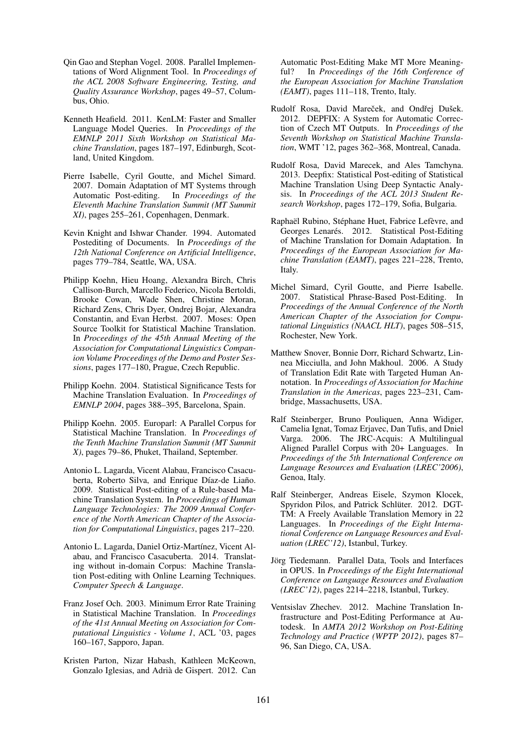Qin Gao and Stephan Vogel. 2008. Parallel Implementations of Word Alignment Tool. In *Proceedings of the ACL 2008 Software Engineering, Testing, and Quality Assurance Workshop*, pages 49–57, Columbus, Ohio.

Kenneth Heafield. 2011. KenLM: Faster and Smaller Language Model Queries. In *Proceedings of the EMNLP 2011 Sixth Workshop on Statistical Machine Translation*, pages 187–197, Edinburgh, Scotland, United Kingdom.

Pierre Isabelle, Cyril Goutte, and Michel Simard. 2007. Domain Adaptation of MT Systems through Automatic Post-editing. In *Proceedings of the Eleventh Machine Translation Summit (MT Summit XI)*, pages 255–261, Copenhagen, Denmark.

Kevin Knight and Ishwar Chander. 1994. Automated Postediting of Documents. In *Proceedings of the 12th National Conference on Artificial Intelligence*, pages 779–784, Seattle, WA, USA.

Philipp Koehn, Hieu Hoang, Alexandra Birch, Chris Callison-Burch, Marcello Federico, Nicola Bertoldi, Brooke Cowan, Wade Shen, Christine Moran, Richard Zens, Chris Dyer, Ondrej Bojar, Alexandra Constantin, and Evan Herbst. 2007. Moses: Open Source Toolkit for Statistical Machine Translation. In *Proceedings of the 45th Annual Meeting of the Association for Computational Linguistics Companion Volume Proceedings of the Demo and Poster Sessions*, pages 177–180, Prague, Czech Republic.

Philipp Koehn. 2004. Statistical Significance Tests for Machine Translation Evaluation. In *Proceedings of EMNLP 2004*, pages 388–395, Barcelona, Spain.

Philipp Koehn. 2005. Europarl: A Parallel Corpus for Statistical Machine Translation. In *Proceedings of the Tenth Machine Translation Summit (MT Summit X)*, pages 79–86, Phuket, Thailand, September.

Antonio L. Lagarda, Vicent Alabau, Francisco Casacuberta, Roberto Silva, and Enrique Díaz-de Liaño. 2009. Statistical Post-editing of a Rule-based Machine Translation System. In *Proceedings of Human Language Technologies: The 2009 Annual Conference of the North American Chapter of the Association for Computational Linguistics*, pages 217–220.

Antonio L. Lagarda, Daniel Ortiz-Martínez, Vicent Alabau, and Francisco Casacuberta. 2014. Translating without in-domain Corpus: Machine Translation Post-editing with Online Learning Techniques. *Computer Speech & Language*.

Franz Josef Och. 2003. Minimum Error Rate Training in Statistical Machine Translation. In *Proceedings of the 41st Annual Meeting on Association for Computational Linguistics - Volume 1*, ACL '03, pages 160–167, Sapporo, Japan.

Kristen Parton, Nizar Habash, Kathleen McKeown, Gonzalo Iglesias, and Adrià de Gispert. 2012. Can Automatic Post-Editing Make MT More Meaningful? In *Proceedings of the 16th Conference of the European Association for Machine Translation (EAMT)*, pages 111–118, Trento, Italy.

Rudolf Rosa, David Mareček, and Ondřej Dušek. 2012. DEPFIX: A System for Automatic Correction of Czech MT Outputs. In *Proceedings of the Seventh Workshop on Statistical Machine Translation*, WMT '12, pages 362–368, Montreal, Canada.

Rudolf Rosa, David Marecek, and Ales Tamchyna. 2013. Deepfix: Statistical Post-editing of Statistical Machine Translation Using Deep Syntactic Analysis. In *Proceedings of the ACL 2013 Student Research Workshop*, pages 172–179, Sofia, Bulgaria.

Raphaël Rubino, Stéphane Huet, Fabrice Lefèvre, and Georges Lenarés. 2012. Statistical Post-Editing of Machine Translation for Domain Adaptation. In *Proceedings of the European Association for Machine Translation (EAMT)*, pages 221–228, Trento, Italy.

Michel Simard, Cyril Goutte, and Pierre Isabelle. 2007. Statistical Phrase-Based Post-Editing. In *Proceedings of the Annual Conference of the North American Chapter of the Association for Computational Linguistics (NAACL HLT)*, pages 508–515, Rochester, New York.

Matthew Snover, Bonnie Dorr, Richard Schwartz, Linnea Micciulla, and John Makhoul. 2006. A Study of Translation Edit Rate with Targeted Human Annotation. In *Proceedings of Association for Machine Translation in the Americas*, pages 223–231, Cambridge, Massachusetts, USA.

Ralf Steinberger, Bruno Pouliquen, Anna Widiger, Camelia Ignat, Tomaz Erjavec, Dan Tufis, and Dniel Varga. 2006. The JRC-Acquis: A Multilingual Aligned Parallel Corpus with 20+ Languages. In *Proceedings of the 5th International Conference on Language Resources and Evaluation (LREC'2006)*, Genoa, Italy.

Ralf Steinberger, Andreas Eisele, Szymon Klocek, Spyridon Pilos, and Patrick Schlüter. 2012. DGT-TM: A Freely Available Translation Memory in 22 Languages. In *Proceedings of the Eight International Conference on Language Resources and Evaluation (LREC'12)*, Istanbul, Turkey.

Jörg Tiedemann. Parallel Data, Tools and Interfaces in OPUS. In *Proceedings of the Eight International Conference on Language Resources and Evaluation (LREC'12)*, pages 2214–2218, Istanbul, Turkey.

Ventsislav Zhechev. 2012. Machine Translation Infrastructure and Post-Editing Performance at Autodesk. In *AMTA 2012 Workshop on Post-Editing Technology and Practice (WPTP 2012)*, pages 87–96, San Diego, CA, USA.